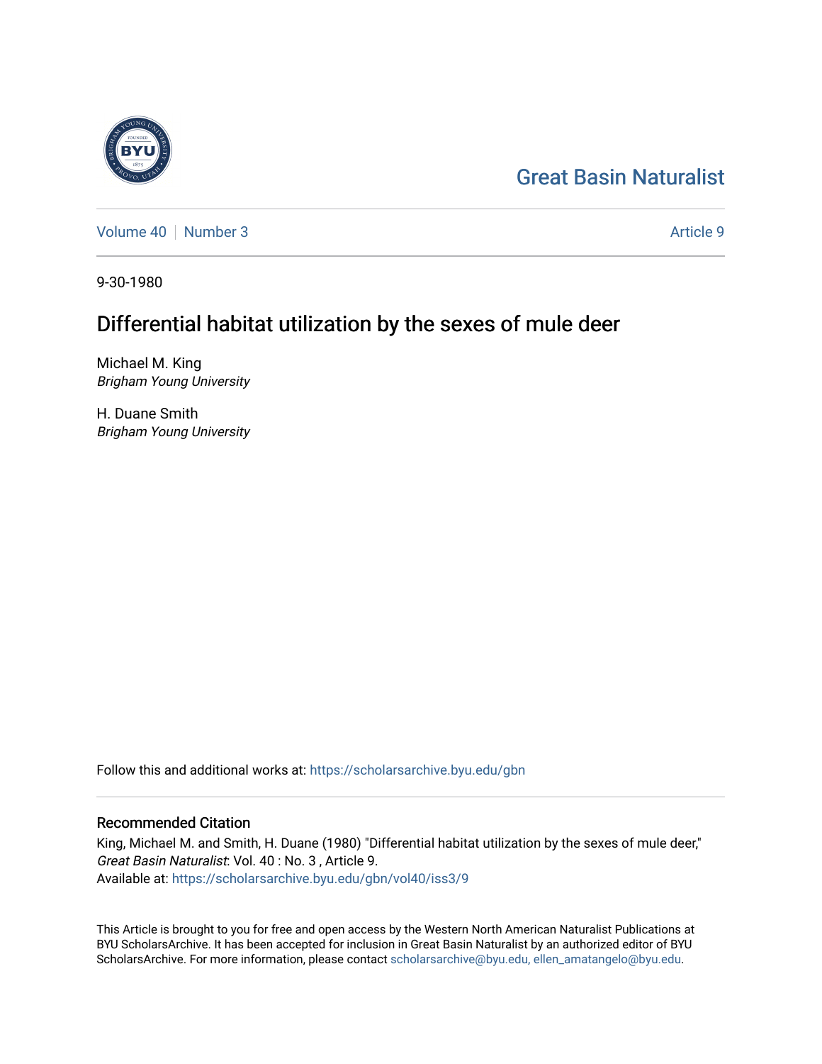# Great Basin Naturalist

Volume 40 | Number 3 | Article 9

9-30-1980

## Differential habitat utilization by the sexes of mule deer

Michael M. King
*Brigham Young University*

H. Duane Smith
*Brigham Young University*

Follow this and additional works at: https://scholarsarchive.byu.edu/gbn

### Recommended Citation

King, Michael M. and Smith, H. Duane (1980) "Differential habitat utilization by the sexes of mule deer," *Great Basin Naturalist*: Vol. 40 : No. 3 , Article 9.
Available at: https://scholarsarchive.byu.edu/gbn/vol40/iss3/9

This Article is brought to you for free and open access by the Western North American Naturalist Publications at BYU ScholarsArchive. It has been accepted for inclusion in Great Basin Naturalist by an authorized editor of BYU ScholarsArchive. For more information, please contact scholarsarchive@byu.edu, ellen_amatangelo@byu.edu.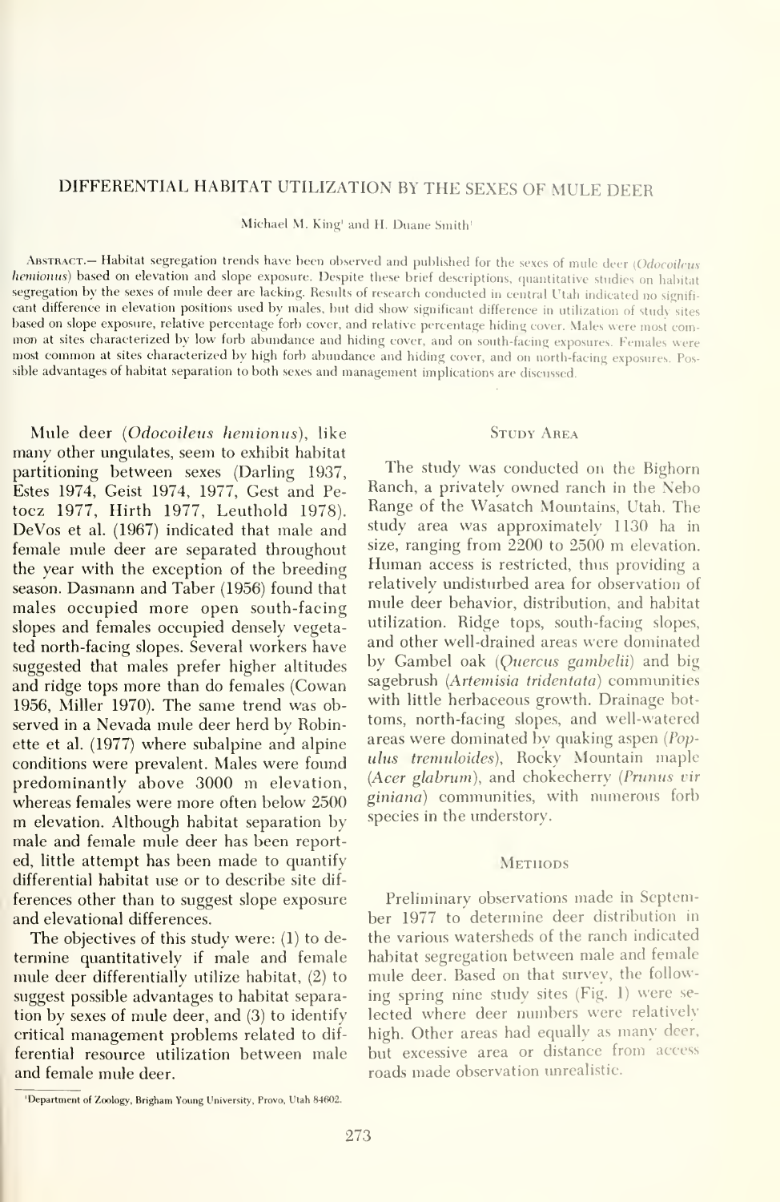# DIFFERENTIAL HABITAT UTILIZATION BY THE SEXES OF MULE DEER

Michael M. King[1] and H. Duane Smith[1]

Abstract.— Habitat segregation trends have been observed and published for the sexes of mule deer (*Odocoileus hemionus*) based on elevation and slope exposure. Despite these brief descriptions, quantitative studies on habitat segregation by the sexes of mule deer are lacking. Results of research conducted in central Utah indicated no significant difference in elevation positions used by males, but did show significant difference in utilization of study sites based on slope exposure, relative percentage forb cover, and relative percentage hiding cover. Males were most common at sites characterized by low forb abundance and hiding cover, and on south-facing exposures. Females were most common at sites characterized by high forb abundance and hiding cover, and on north-facing exposures. Possible advantages of habitat separation to both sexes and management implications are discussed.

Mule deer (*Odocoileus hemionus*), like many other ungulates, seem to exhibit habitat partitioning between sexes (Darling 1937, Estes 1974, Geist 1974, 1977, Gest and Petocz 1977, Hirth 1977, Leuthold 1978). DeVos et al. (1967) indicated that male and female mule deer are separated throughout the year with the exception of the breeding season. Dasmann and Taber (1956) found that males occupied more open south-facing slopes and females occupied densely vegetated north-facing slopes. Several workers have suggested that males prefer higher altitudes and ridge tops more than do females (Cowan 1956, Miller 1970). The same trend was observed in a Nevada mule deer herd by Robinette et al. (1977) where subalpine and alpine conditions were prevalent. Males were found predominantly above 3000 m elevation, whereas females were more often below 2500 m elevation. Although habitat separation by male and female mule deer has been reported, little attempt has been made to quantify differential habitat use or to describe site differences other than to suggest slope exposure and elevational differences.

The objectives of this study were: (1) to determine quantitatively if male and female mule deer differentially utilize habitat, (2) to suggest possible advantages to habitat separation by sexes of mule deer, and (3) to identify critical management problems related to differential resource utilization between male and female mule deer.

## Study Area

The study was conducted on the Bighorn Ranch, a privately owned ranch in the Nebo Range of the Wasatch Mountains, Utah. The study area was approximately 1130 ha in size, ranging from 2200 to 2500 m elevation. Human access is restricted, thus providing a relatively undisturbed area for observation of mule deer behavior, distribution, and habitat utilization. Ridge tops, south-facing slopes, and other well-drained areas were dominated by Gambel oak (*Quercus gambelii*) and big sagebrush (*Artemisia tridentata*) communities with little herbaceous growth. Drainage bottoms, north-facing slopes, and well-watered areas were dominated by quaking aspen (*Populus tremuloides*), Rocky Mountain maple (*Acer glabrum*), and chokecherry (*Prunus virginiana*) communities, with numerous forb species in the understory.

## Methods

Preliminary observations made in September 1977 to determine deer distribution in the various watersheds of the ranch indicated habitat segregation between male and female mule deer. Based on that survey, the following spring nine study sites (Fig. 1) were selected where deer numbers were relatively high. Other areas had equally as many deer, but excessive area or distance from access roads made observation unrealistic.

[1]Department of Zoology, Brigham Young University, Provo, Utah 84602.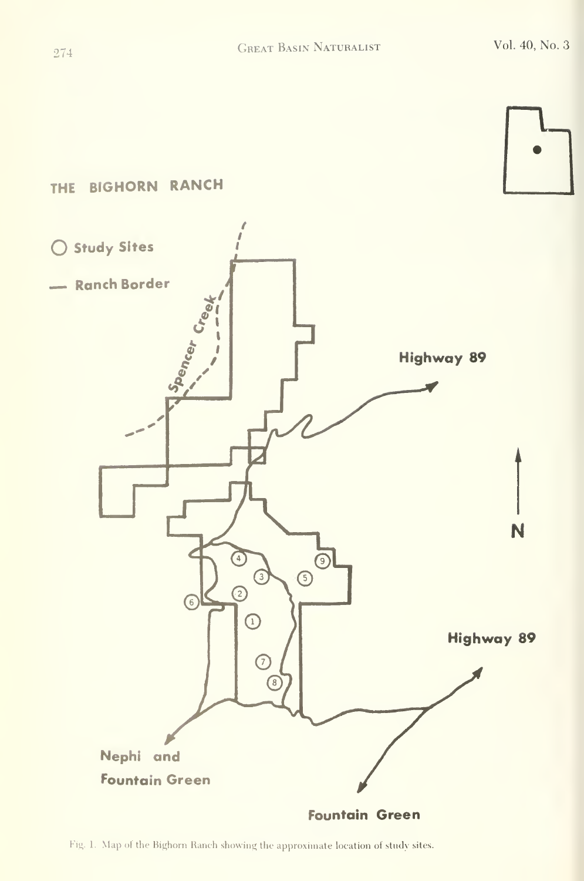Fig. 1. Map of the Bighorn Ranch showing the approximate location of study sites.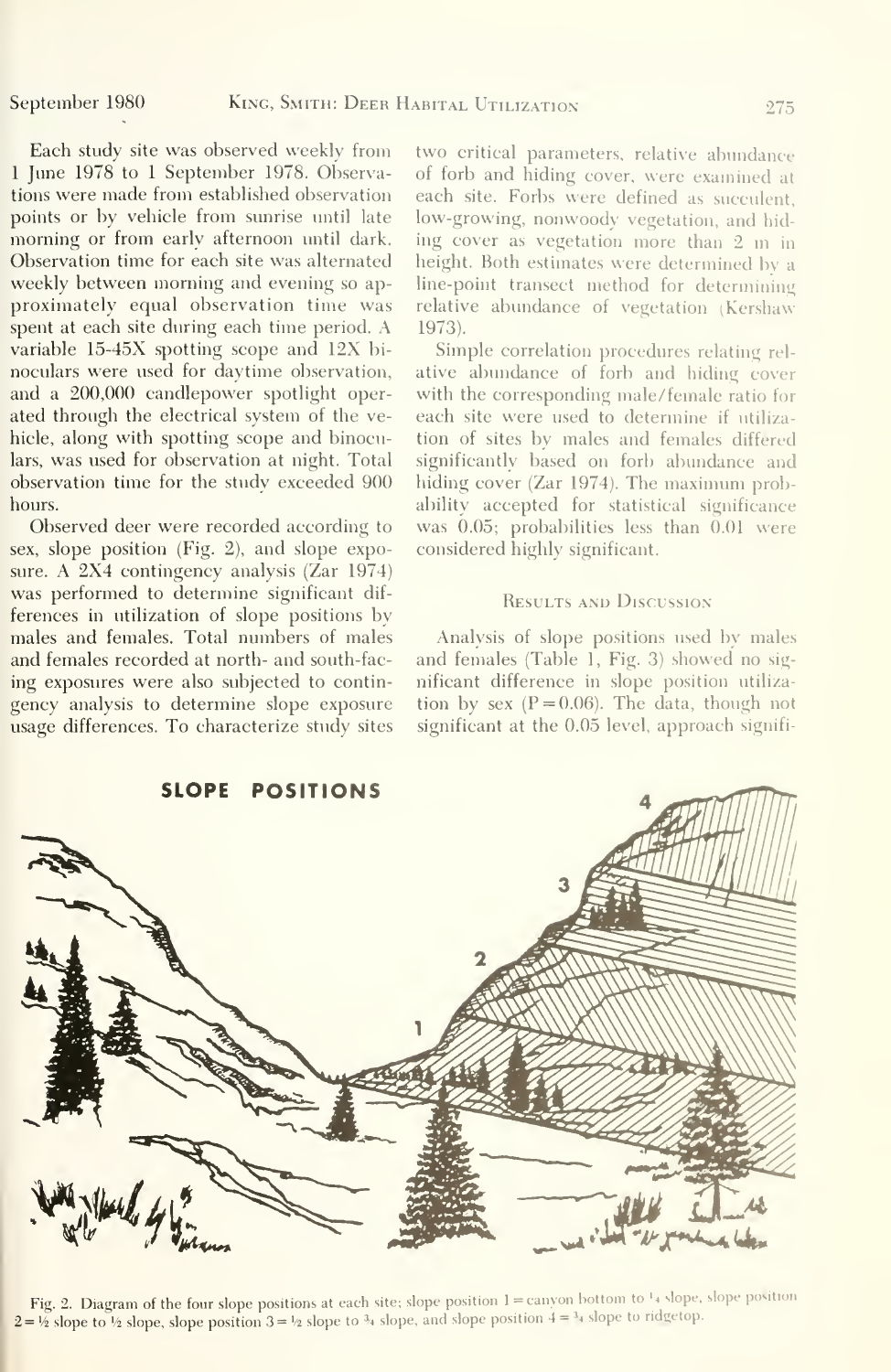Each study site was observed weekly from 1 June 1978 to 1 September 1978. Observations were made from established observation points or by vehicle from sunrise until late morning or from early afternoon until dark. Observation time for each site was alternated weekly between morning and evening so approximately equal observation time was spent at each site during each time period. A variable 15-45X spotting scope and 12X binoculars were used for daytime observation, and a 200,000 candlepower spotlight operated through the electrical system of the vehicle, along with spotting scope and binoculars, was used for observation at night. Total observation time for the study exceeded 900 hours.

Observed deer were recorded according to sex, slope position (Fig. 2), and slope exposure. A 2X4 contingency analysis (Zar 1974) was performed to determine significant differences in utilization of slope positions by males and females. Total numbers of males and females recorded at north- and south-facing exposures were also subjected to contingency analysis to determine slope exposure usage differences. To characterize study sites two critical parameters, relative abundance of forb and hiding cover, were examined at each site. Forbs were defined as succulent, low-growing, nonwoody vegetation, and hiding cover as vegetation more than 2 m in height. Both estimates were determined by a line-point transect method for determining relative abundance of vegetation (Kershaw 1973).

Simple correlation procedures relating relative abundance of forb and hiding cover with the corresponding male/female ratio for each site were used to determine if utilization of sites by males and females differed significantly based on forb abundance and hiding cover (Zar 1974). The maximum probability accepted for statistical significance was 0.05; probabilities less than 0.01 were considered highly significant.

## Results and Discussion

Analysis of slope positions used by males and females (Table 1, Fig. 3) showed no significant difference in slope position utilization by sex ($P = 0.06$). The data, though not significant at the 0.05 level, approach signifi-

Fig. 2. Diagram of the four slope positions at each site; slope position 1 = canyon bottom to ¼ slope, slope position 2 = ¼ slope to ½ slope, slope position 3 = ½ slope to ¾ slope, and slope position 4 = ¾ slope to ridgetop.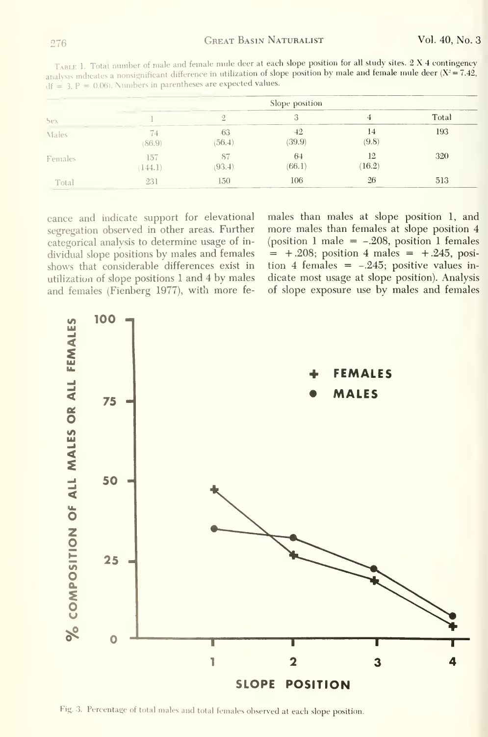Table 1. Total number of male and female mule deer at each slope position for all study sites. 2 X 4 contingency analysis indicates a nonsignificant difference in utilization of slope position by male and female mule deer ($X^2 = 7.42$, df = 3, P = 0.06). Numbers in parentheses are expected values.

| Sex | Slope position | | | | |
|---|---|---|---|---|---|
| | 1 | 2 | 3 | 4 | Total |
| Males | 74 (86.9) | 63 (56.4) | 42 (39.9) | 14 (9.8) | 193 |
| Females | 157 (144.1) | 87 (93.4) | 64 (66.1) | 12 (16.2) | 320 |
| Total | 231 | 150 | 106 | 26 | 513 |

cance and indicate support for elevational segregation observed in other areas. Further categorical analysis to determine usage of individual slope positions by males and females shows that considerable differences exist in utilization of slope positions 1 and 4 by males and females (Fienberg 1977), with more females than males at slope position 1, and more males than females at slope position 4 (position 1 male = −.208, position 1 females = +.208; position 4 males = +.245, position 4 females = −.245; positive values indicate most usage at slope position). Analysis of slope exposure use by males and females

Fig. 3. Percentage of total males and total females observed at each slope position.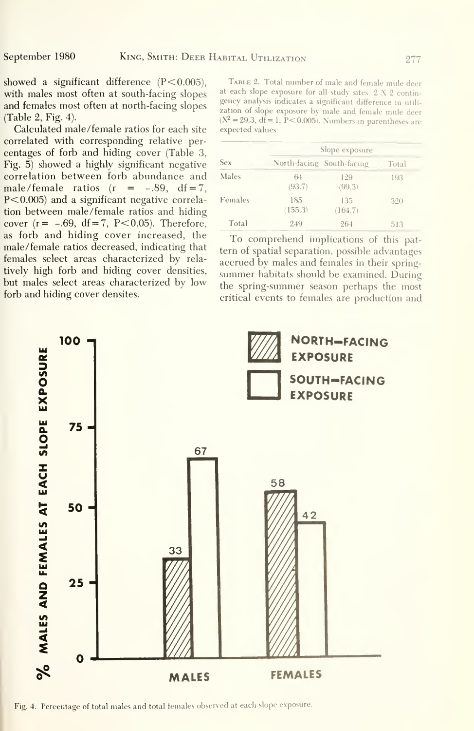showed a significant difference ($P<0.005$), with males most often at south-facing slopes and females most often at north-facing slopes (Table 2, Fig. 4).

Calculated male/female ratios for each site correlated with corresponding relative percentages of forb and hiding cover (Table 3, Fig. 5) showed a highly significant negative correlation between forb abundance and male/female ratios ($r = -.89$, $df=7$, $P<0.005$) and a significant negative correlation between male/female ratios and hiding cover ($r = -.69$, $df=7$, $P<0.05$). Therefore, as forb and hiding cover increased, the male/female ratios decreased, indicating that females select areas characterized by relatively high forb and hiding cover densities, but males select areas characterized by low forb and hiding cover densites.

Table 2. Total number of male and female mule deer at each slope exposure for all study sites. 2 X 2 contingency analysis indicates a significant difference in utilization of slope exposure by male and female mule deer ($X^2=29.3$, $df=1$, $P<0.005$). Numbers in parentheses are expected values.

| Sex | Slope exposure | | Total |
|---|---|---|---|
| | North-facing | South-facing | |
| Males | 64 (93.7) | 129 (99.3) | 193 |
| Females | 185 (155.3) | 135 (164.7) | 320 |
| Total | 249 | 264 | 513 |

To comprehend implications of this pattern of spatial separation, possible advantages accrued by males and females in their spring-summer habitats should be examined. During the spring-summer season perhaps the most critical events to females are production and

Fig. 4. Percentage of total males and total females observed at each slope exposure.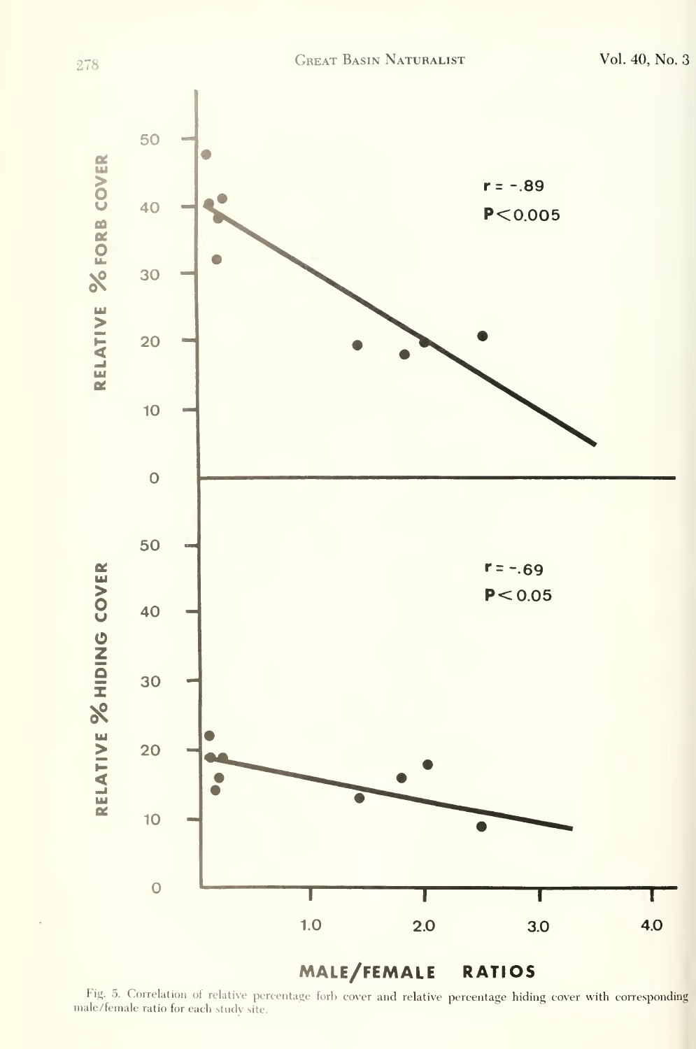Fig. 5. Correlation of relative percentage forb cover and relative percentage hiding cover with corresponding male/female ratio for each study site.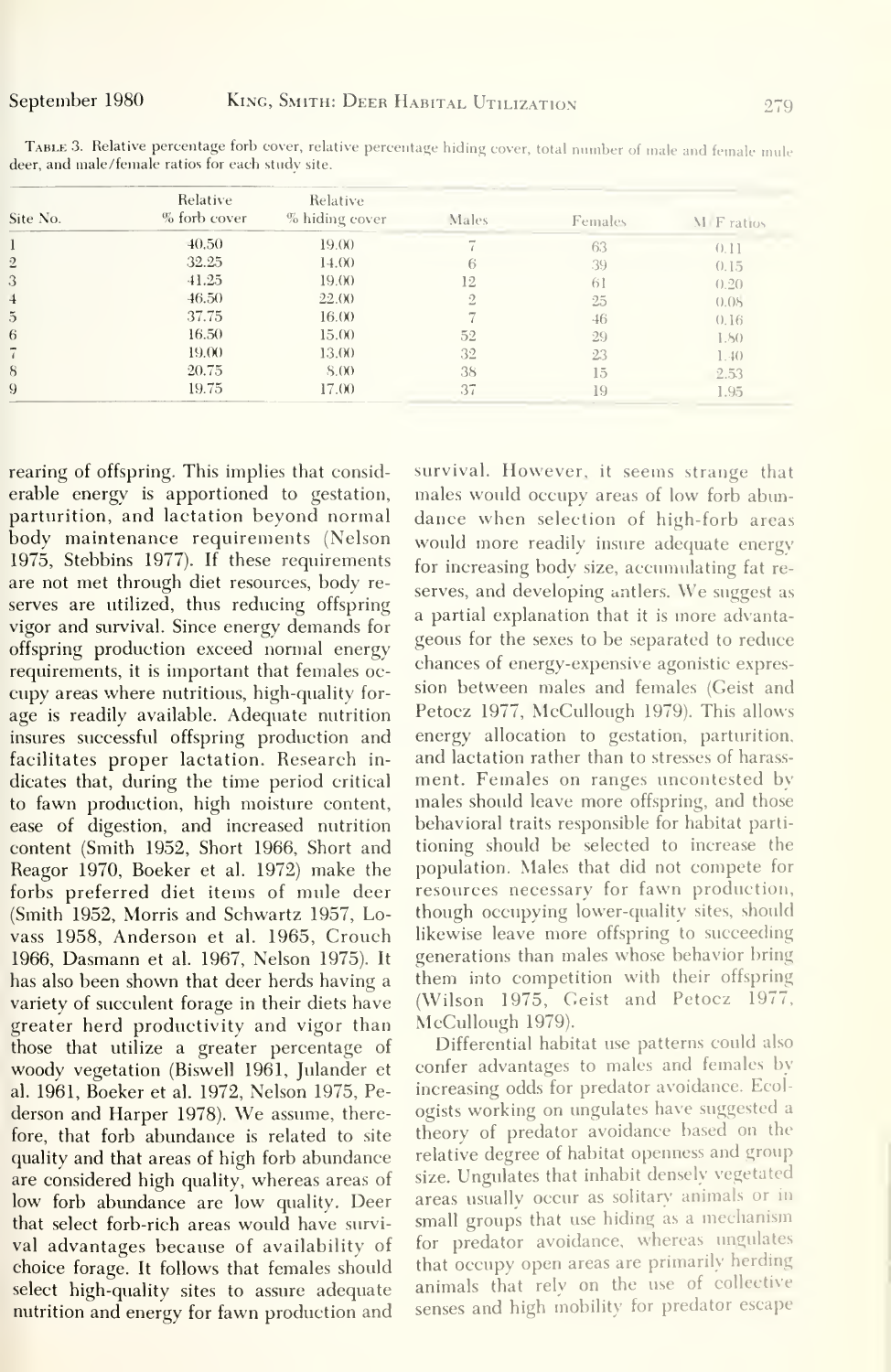Table 3. Relative percentage forb cover, relative percentage hiding cover, total number of male and female mule deer, and male/female ratios for each study site.

| Site No. | Relative % forb cover | Relative % hiding cover | Males | Females | M/F ratios |
|---|---|---|---|---|---|
| 1 | 40.50 | 19.00 | 7 | 63 | 0.11 |
| 2 | 32.25 | 14.00 | 6 | 39 | 0.15 |
| 3 | 41.25 | 19.00 | 12 | 61 | 0.20 |
| 4 | 46.50 | 22.00 | 2 | 25 | 0.08 |
| 5 | 37.75 | 16.00 | 7 | 46 | 0.16 |
| 6 | 16.50 | 15.00 | 52 | 29 | 1.80 |
| 7 | 19.00 | 13.00 | 32 | 23 | 1.40 |
| 8 | 20.75 | 8.00 | 38 | 15 | 2.53 |
| 9 | 19.75 | 17.00 | 37 | 19 | 1.95 |

rearing of offspring. This implies that considerable energy is apportioned to gestation, parturition, and lactation beyond normal body maintenance requirements (Nelson 1975, Stebbins 1977). If these requirements are not met through diet resources, body reserves are utilized, thus reducing offspring vigor and survival. Since energy demands for offspring production exceed normal energy requirements, it is important that females occupy areas where nutritious, high-quality forage is readily available. Adequate nutrition insures successful offspring production and facilitates proper lactation. Research indicates that, during the time period critical to fawn production, high moisture content, ease of digestion, and increased nutrition content (Smith 1952, Short 1966, Short and Reagor 1970, Boeker et al. 1972) make the forbs preferred diet items of mule deer (Smith 1952, Morris and Schwartz 1957, Lovass 1958, Anderson et al. 1965, Crouch 1966, Dasmann et al. 1967, Nelson 1975). It has also been shown that deer herds having a variety of succulent forage in their diets have greater herd productivity and vigor than those that utilize a greater percentage of woody vegetation (Biswell 1961, Julander et al. 1961, Boeker et al. 1972, Nelson 1975, Pederson and Harper 1978). We assume, therefore, that forb abundance is related to site quality and that areas of high forb abundance are considered high quality, whereas areas of low forb abundance are low quality. Deer that select forb-rich areas would have survival advantages because of availability of choice forage. It follows that females should select high-quality sites to assure adequate nutrition and energy for fawn production and survival. However, it seems strange that males would occupy areas of low forb abundance when selection of high-forb areas would more readily insure adequate energy for increasing body size, accumulating fat reserves, and developing antlers. We suggest as a partial explanation that it is more advantageous for the sexes to be separated to reduce chances of energy-expensive agonistic expression between males and females (Geist and Petocz 1977, McCullough 1979). This allows energy allocation to gestation, parturition, and lactation rather than to stresses of harassment. Females on ranges uncontested by males should leave more offspring, and those behavioral traits responsible for habitat partitioning should be selected to increase the population. Males that did not compete for resources necessary for fawn production, though occupying lower-quality sites, should likewise leave more offspring to succeeding generations than males whose behavior bring them into competition with their offspring (Wilson 1975, Geist and Petocz 1977, McCullough 1979).

Differential habitat use patterns could also confer advantages to males and females by increasing odds for predator avoidance. Ecologists working on ungulates have suggested a theory of predator avoidance based on the relative degree of habitat openness and group size. Ungulates that inhabit densely vegetated areas usually occur as solitary animals or in small groups that use hiding as a mechanism for predator avoidance, whereas ungulates that occupy open areas are primarily herding animals that rely on the use of collective senses and high mobility for predator escape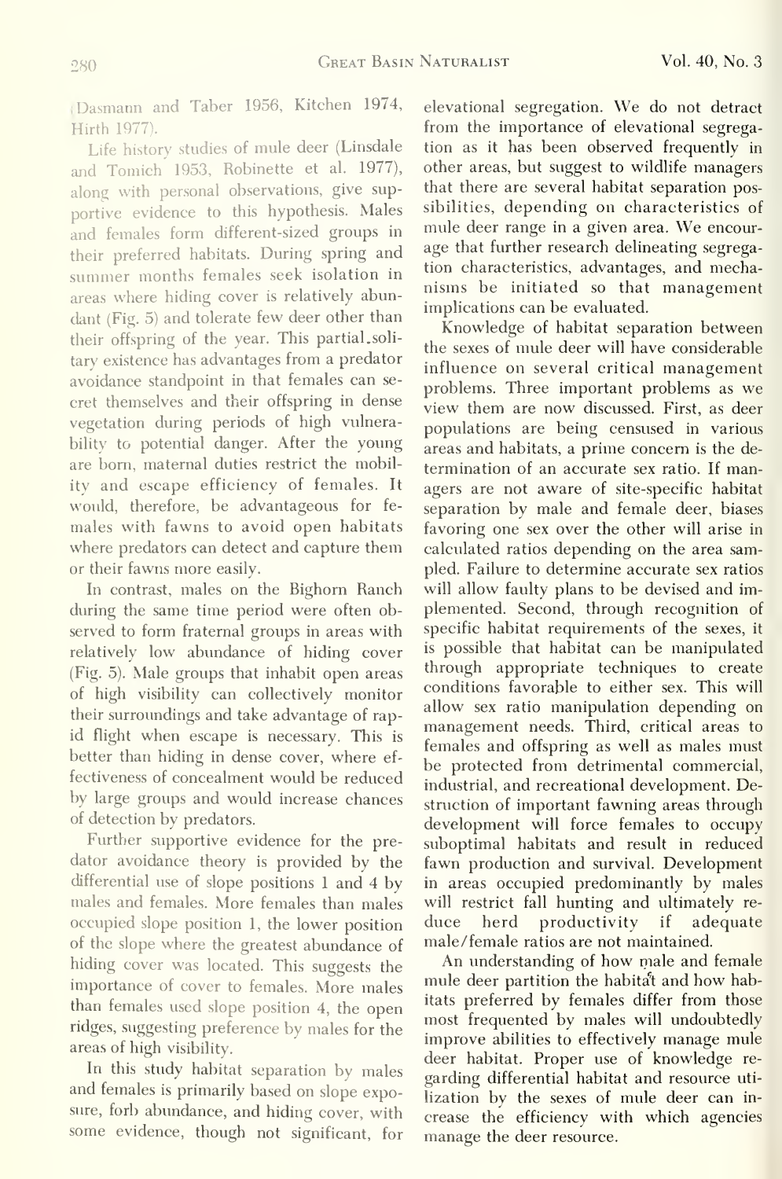(Dasmann and Taber 1956, Kitchen 1974, Hirth 1977).

Life history studies of mule deer (Linsdale and Tomich 1953, Robinette et al. 1977), along with personal observations, give supportive evidence to this hypothesis. Males and females form different-sized groups in their preferred habitats. During spring and summer months females seek isolation in areas where hiding cover is relatively abundant (Fig. 5) and tolerate few deer other than their offspring of the year. This partial-solitary existence has advantages from a predator avoidance standpoint in that females can secret themselves and their offspring in dense vegetation during periods of high vulnerability to potential danger. After the young are born, maternal duties restrict the mobility and escape efficiency of females. It would, therefore, be advantageous for females with fawns to avoid open habitats where predators can detect and capture them or their fawns more easily.

In contrast, males on the Bighorn Ranch during the same time period were often observed to form fraternal groups in areas with relatively low abundance of hiding cover (Fig. 5). Male groups that inhabit open areas of high visibility can collectively monitor their surroundings and take advantage of rapid flight when escape is necessary. This is better than hiding in dense cover, where effectiveness of concealment would be reduced by large groups and would increase chances of detection by predators.

Further supportive evidence for the predator avoidance theory is provided by the differential use of slope positions 1 and 4 by males and females. More females than males occupied slope position 1, the lower position of the slope where the greatest abundance of hiding cover was located. This suggests the importance of cover to females. More males than females used slope position 4, the open ridges, suggesting preference by males for the areas of high visibility.

In this study habitat separation by males and females is primarily based on slope exposure, forb abundance, and hiding cover, with some evidence, though not significant, for elevational segregation. We do not detract from the importance of elevational segregation as it has been observed frequently in other areas, but suggest to wildlife managers that there are several habitat separation possibilities, depending on characteristics of mule deer range in a given area. We encourage that further research delineating segregation characteristics, advantages, and mechanisms be initiated so that management implications can be evaluated.

Knowledge of habitat separation between the sexes of mule deer will have considerable influence on several critical management problems. Three important problems as we view them are now discussed. First, as deer populations are being censused in various areas and habitats, a prime concern is the determination of an accurate sex ratio. If managers are not aware of site-specific habitat separation by male and female deer, biases favoring one sex over the other will arise in calculated ratios depending on the area sampled. Failure to determine accurate sex ratios will allow faulty plans to be devised and implemented. Second, through recognition of specific habitat requirements of the sexes, it is possible that habitat can be manipulated through appropriate techniques to create conditions favorable to either sex. This will allow sex ratio manipulation depending on management needs. Third, critical areas to females and offspring as well as males must be protected from detrimental commercial, industrial, and recreational development. Destruction of important fawning areas through development will force females to occupy suboptimal habitats and result in reduced fawn production and survival. Development in areas occupied predominantly by males will restrict fall hunting and ultimately reduce herd productivity if adequate male/female ratios are not maintained.

An understanding of how male and female mule deer partition the habitat and how habitats preferred by females differ from those most frequented by males will undoubtedly improve abilities to effectively manage mule deer habitat. Proper use of knowledge regarding differential habitat and resource utilization by the sexes of mule deer can increase the efficiency with which agencies manage the deer resource.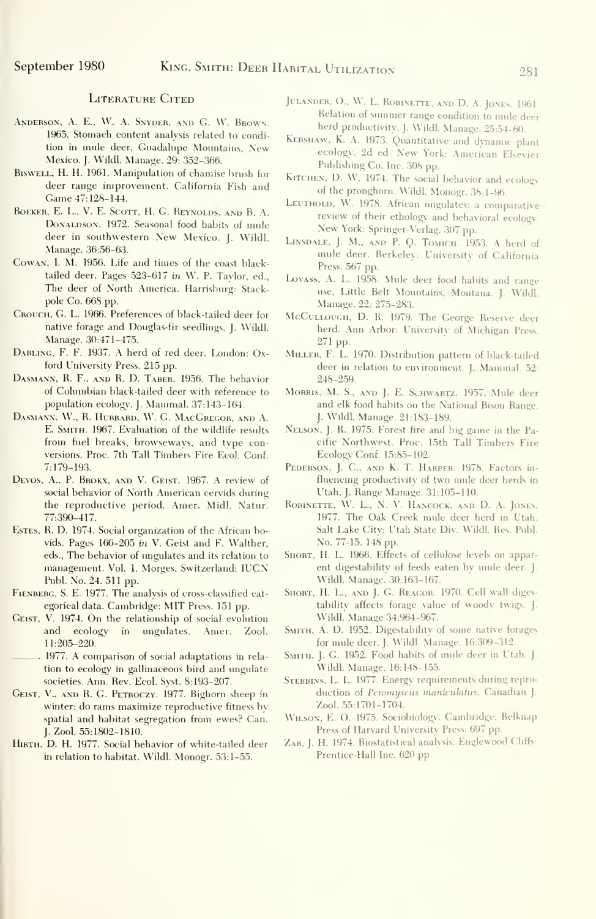## Literature Cited

Anderson, A. E., W. A. Snyder, and G. W. Brown. 1965. Stomach content analysis related to condition in mule deer, Guadalupe Mountains, New Mexico. J. Wildl. Manage. 29: 352-366.

Biswell, H. H. 1961. Manipulation of chamise brush for deer range improvement. California Fish and Game 47:128-144.

Boeker, E. L., V. E. Scott, H. G. Reynolds, and B. A. Donaldson. 1972. Seasonal food habits of mule deer in southwestern New Mexico. J. Wildl. Manage. 36:56-63.

Cowan, I. M. 1956. Life and times of the coast black-tailed deer. Pages 523-617 *in* W. P. Taylor, ed., The deer of North America. Harrisburg: Stackpole Co. 668 pp.

Crouch, G. L. 1966. Preferences of black-tailed deer for native forage and Douglas-fir seedlings. J. Wildl. Manage. 30:471-475.

Darling, F. F. 1937. A herd of red deer. London: Oxford University Press. 215 pp.

Dasmann, R. F., and R. D. Taber. 1956. The behavior of Columbian black-tailed deer with reference to population ecology. J. Mammal. 37:143-164.

Dasmann, W., R. Hubbard, W. G. MacGregor, and A. E. Smith. 1967. Evaluation of the wildlife results from fuel breaks, browseways, and type conversions. Proc. 7th Tall Timbers Fire Ecol. Conf. 7:179-193.

Devos, A., P. Brokx, and V. Geist. 1967. A review of social behavior of North American cervids during the reproductive period. Amer. Midl. Natur. 77:390-417.

Estes, R. D. 1974. Social organization of the African bovids. Pages 166-205 *in* V. Geist and F. Walther, eds., The behavior of ungulates and its relation to management. Vol. 1. Morges, Switzerland: IUCN Publ. No. 24. 511 pp.

Fienberg, S. E. 1977. The analysis of cross-classified categorical data. Cambridge: MIT Press. 151 pp.

Geist, V. 1974. On the relationship of social evolution and ecology in ungulates. Amer. Zool. 11:205-220.

\_\_\_\_\_\_. 1977. A comparison of social adaptations in relation to ecology in gallinaceous bird and ungulate societies. Ann. Rev. Ecol. Syst. 8:193-207.

Geist, V., and R. G. Petrocz. 1977. Bighorn sheep in winter: do rams maximize reproductive fitness by spatial and habitat segregation from ewes? Can. J. Zool. 55:1802-1810.

Hirth, D. H. 1977. Social behavior of white-tailed deer in relation to habitat. Wildl. Monogr. 53:1-55.

Julander, O., W. L. Robinette, and D. A. Jones. 1961. Relation of summer range condition to mule deer herd productivity. J. Wildl. Manage. 25:54-60.

Kershaw, K. A. 1973. Quantitative and dynamic plant ecology. 2d ed. New York: American Elsevier Publishing Co. Inc. 308 pp.

Kitchen, D. W. 1974. The social behavior and ecology of the pronghorn. Wildl. Monogr. 38:1-96.

Leuthold, W. 1978. African ungulates: a comparative review of their ethology and behavioral ecology. New York: Springer-Verlag. 307 pp.

Linsdale, J. M., and P. Q. Tomich. 1953. A herd of mule deer. Berkeley: University of California Press. 567 pp.

Lovass, A. L. 1958. Mule deer food habits and range use, Little Belt Mountains, Montana. J. Wildl. Manage. 22: 275-283.

McCullough, D. R. 1979. The George Reserve deer herd. Ann Arbor: University of Michigan Press. 271 pp.

Miller, F. L. 1970. Distribution pattern of black-tailed deer in relation to environment. J. Mammal. 52: 248-259.

Morris, M. S., and J. E. Schwartz. 1957. Mule deer and elk food habits on the National Bison Range. J. Wildl. Manage. 21:183-189.

Nelson, J. R. 1975. Forest fire and big game in the Pacific Northwest. Proc. 15th Tall Timbers Fire Ecology Conf. 15:85-102.

Pederson, J. C., and K. T. Harper. 1978. Factors influencing productivity of two mule deer herds in Utah. J. Range Manage. 31:105-110.

Robinette, W. L., N. V. Hancock, and D. A. Jones. 1977. The Oak Creek mule deer herd in Utah. Salt Lake City: Utah State Div. Wildl. Res. Publ. No. 77-15. 148 pp.

Short, H. L. 1966. Effects of cellulose levels on apparent digestability of feeds eaten by mule deer. J. Wildl. Manage. 30:163-167.

Short, H. L., and J. G. Reagor. 1970. Cell wall digestability affects forage value of woody twigs. J. Wildl. Manage 34:964-967.

Smith, A. D. 1952. Digestability of some native forages for mule deer. J. Wildl. Manage. 16:309-312.

Smith, J. G. 1952. Food habits of mule deer in Utah. J. Wildl. Manage. 16:148-155.

Stebbins, L. L. 1977. Energy requirements during reproduction of *Peromyscus maniculatus*. Canadian J. Zool. 55:1701-1704.

Wilson, E. O. 1975. Sociobiology. Cambridge: Belknap Press of Harvard University Press. 697 pp.

Zar, J. H. 1974. Biostatistical analysis. Englewood Cliffs: Prentice-Hall Inc. 620 pp.